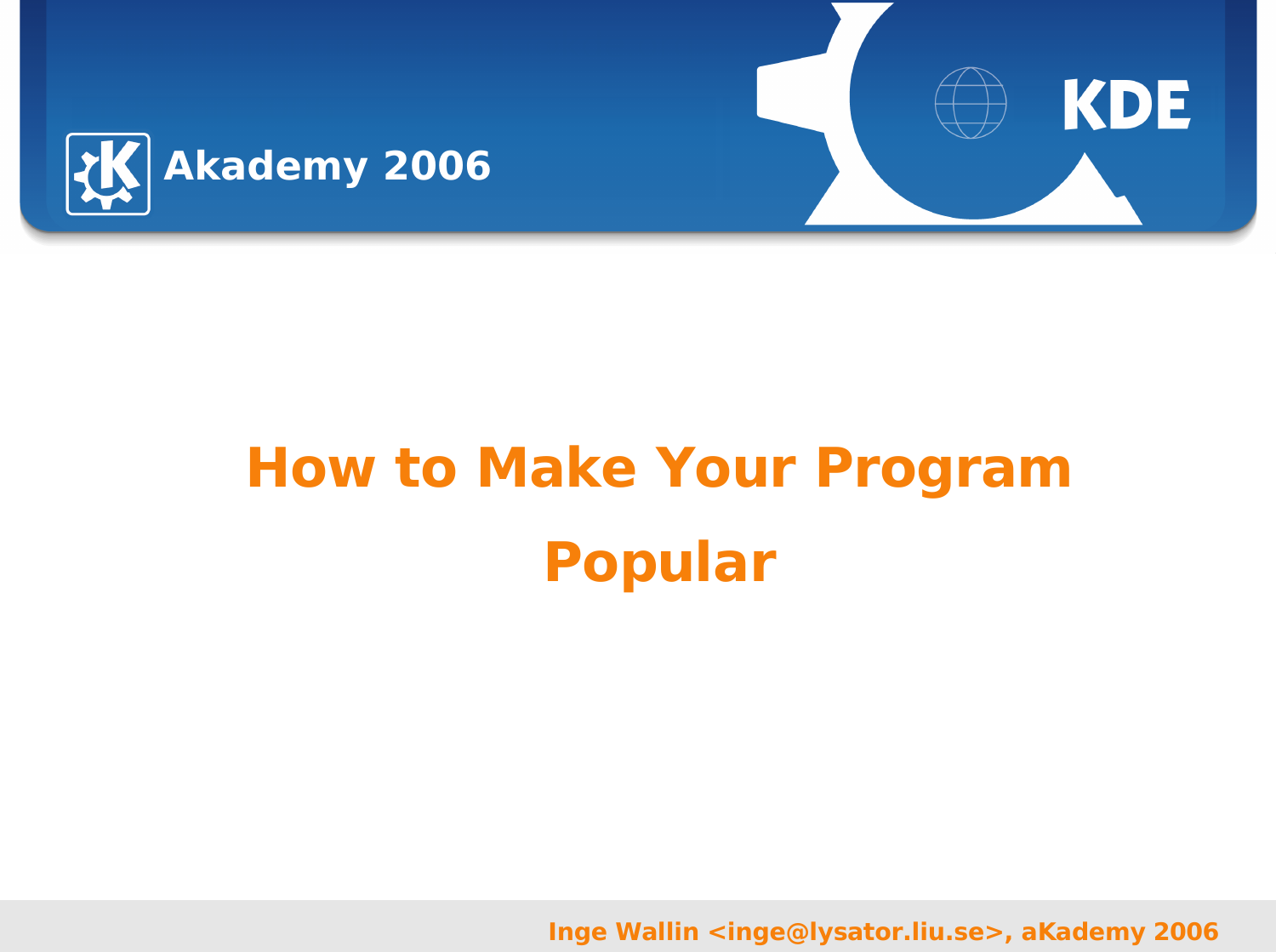# How to Make Your Program Popular

Inge Wallin <inge@lysator.liu.se>, aKademy 2006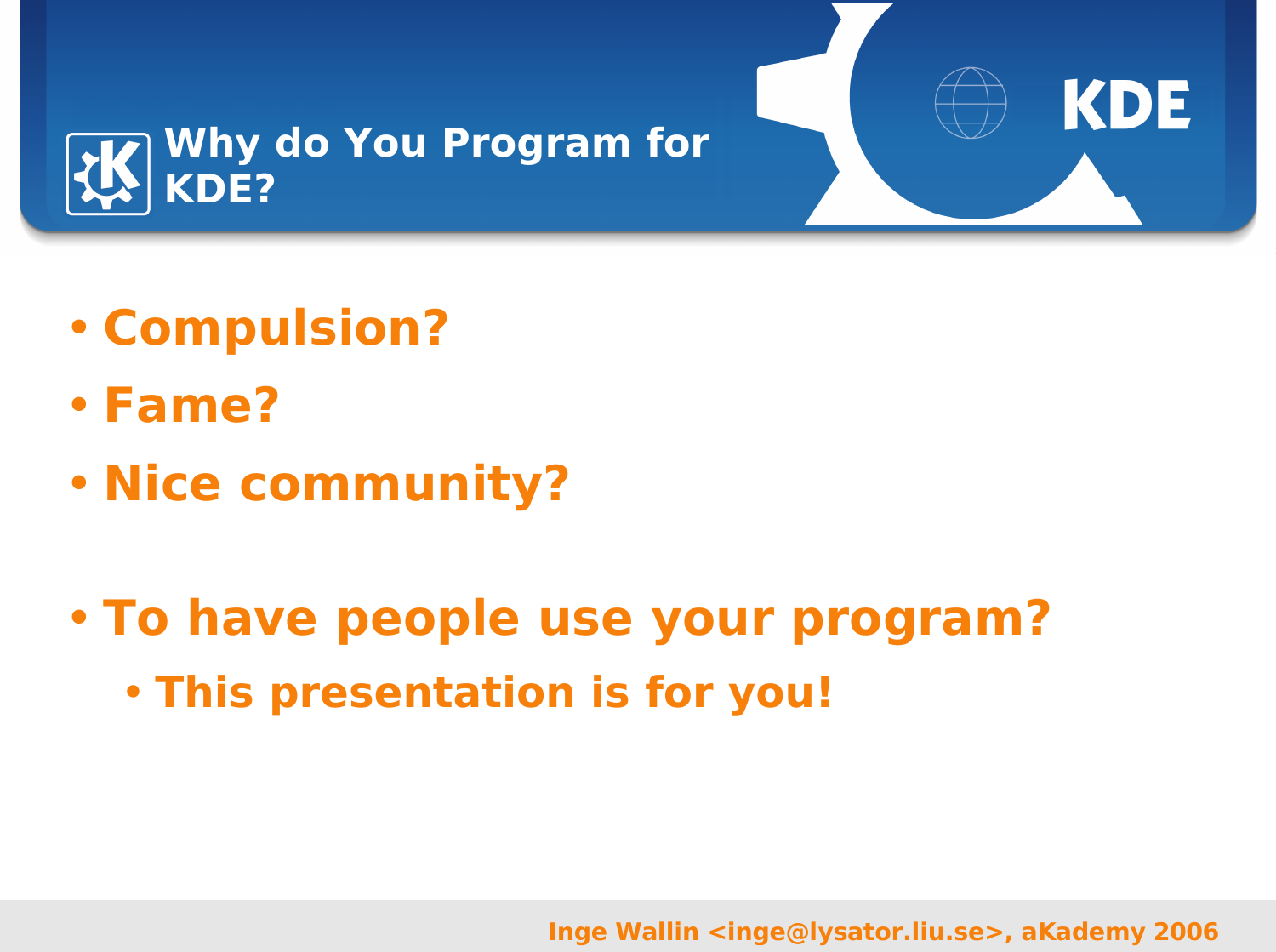# Why do You Program for KDE?

- Compulsion?
- Fame?
- Nice community?

- To have people use your program?
  - This presentation is for you!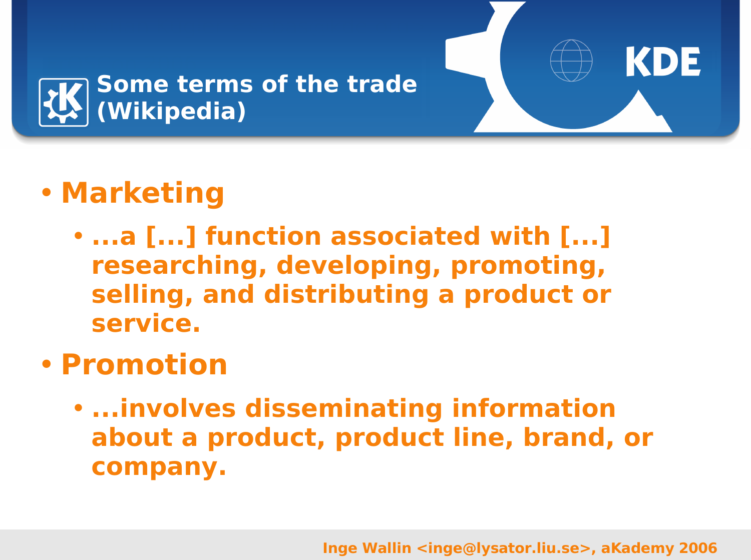# Some terms of the trade (Wikipedia)

- **Marketing**
  - ...a [...] function associated with [...] researching, developing, promoting, selling, and distributing a product or service.
- **Promotion**
  - ...involves disseminating information about a product, product line, brand, or company.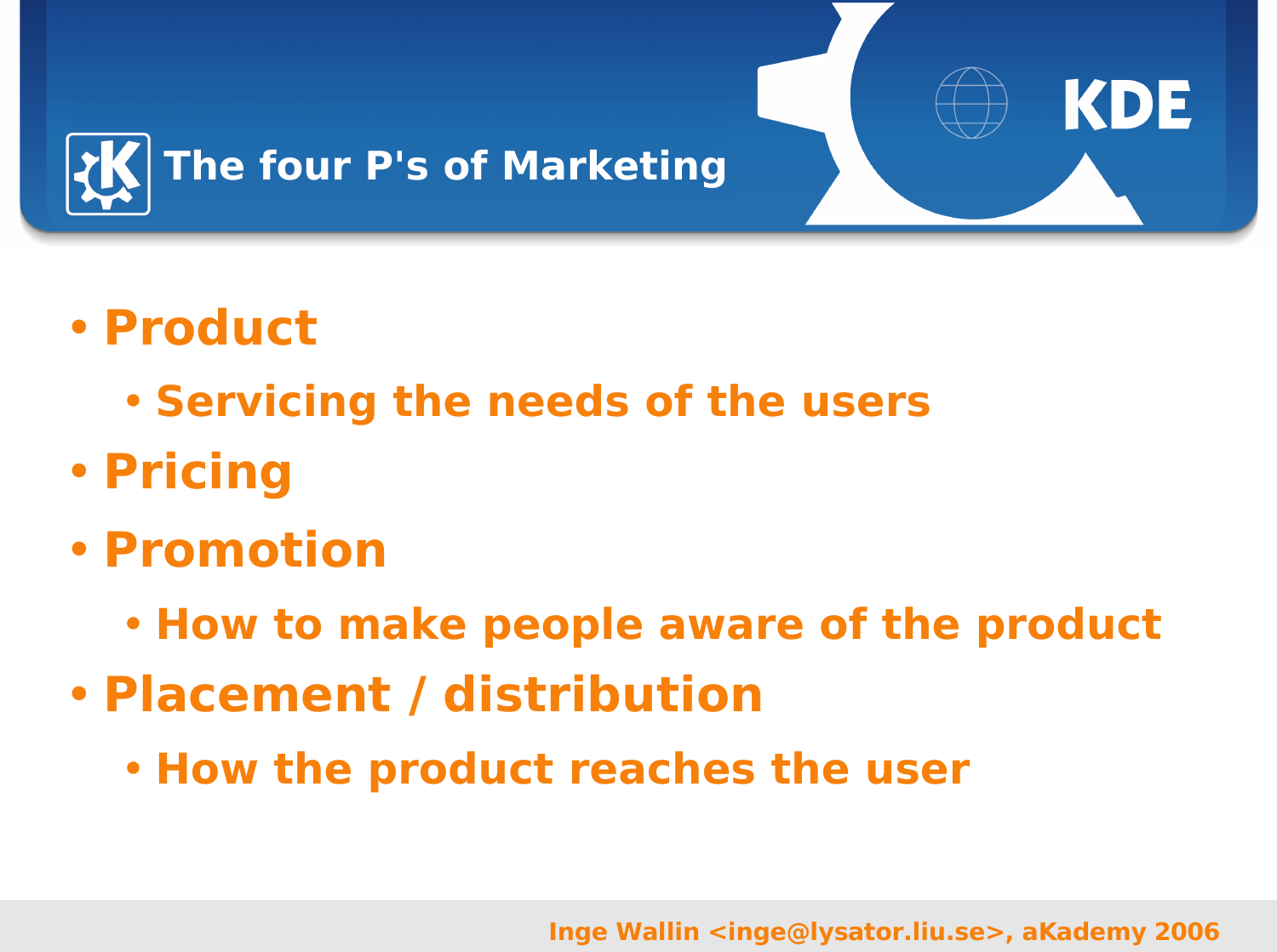# The four P's of Marketing

- Product
  - Servicing the needs of the users
- Pricing
- Promotion
  - How to make people aware of the product
- Placement / distribution
  - How the product reaches the user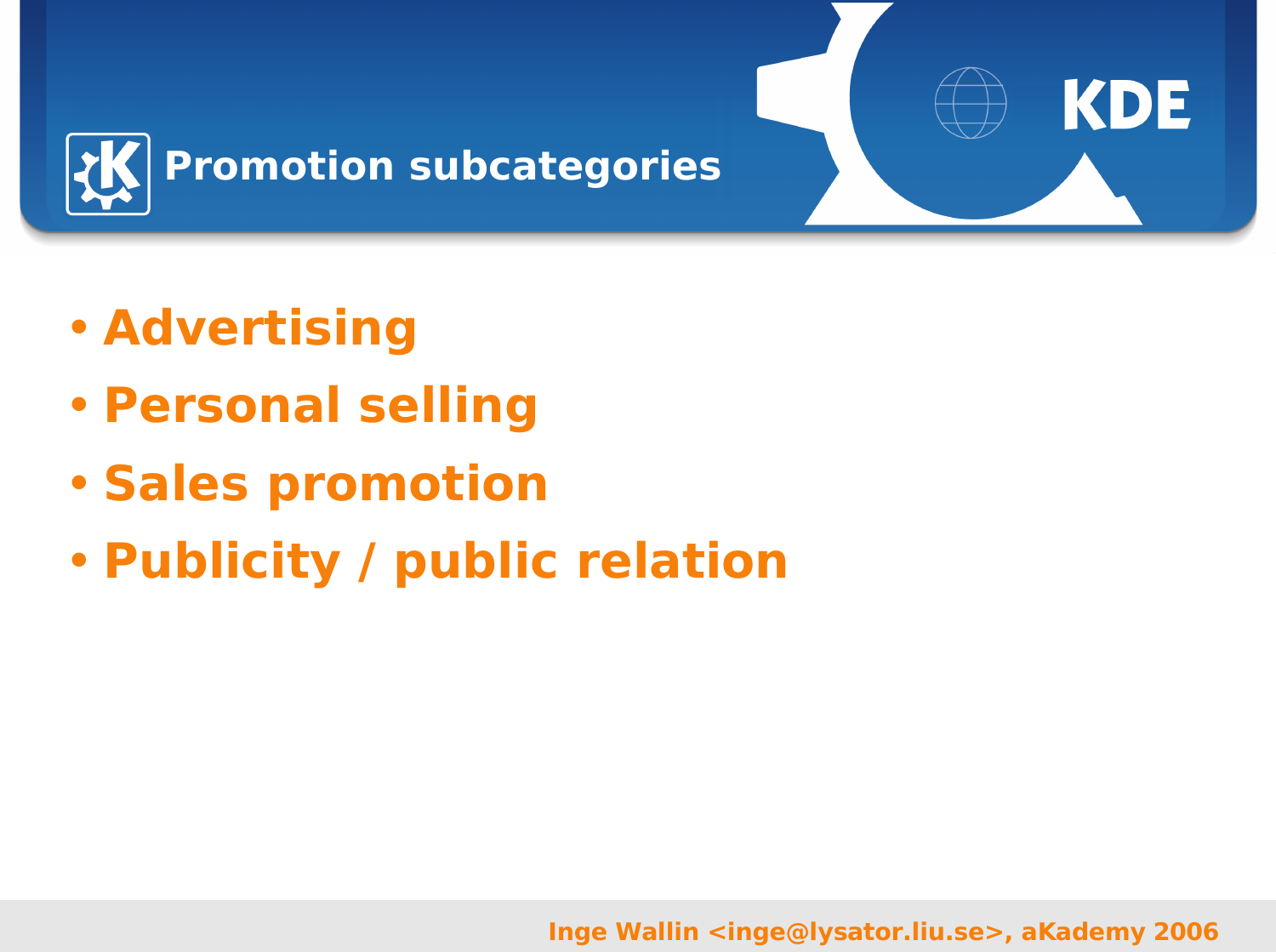# Promotion subcategories

- Advertising
- Personal selling
- Sales promotion
- Publicity / public relation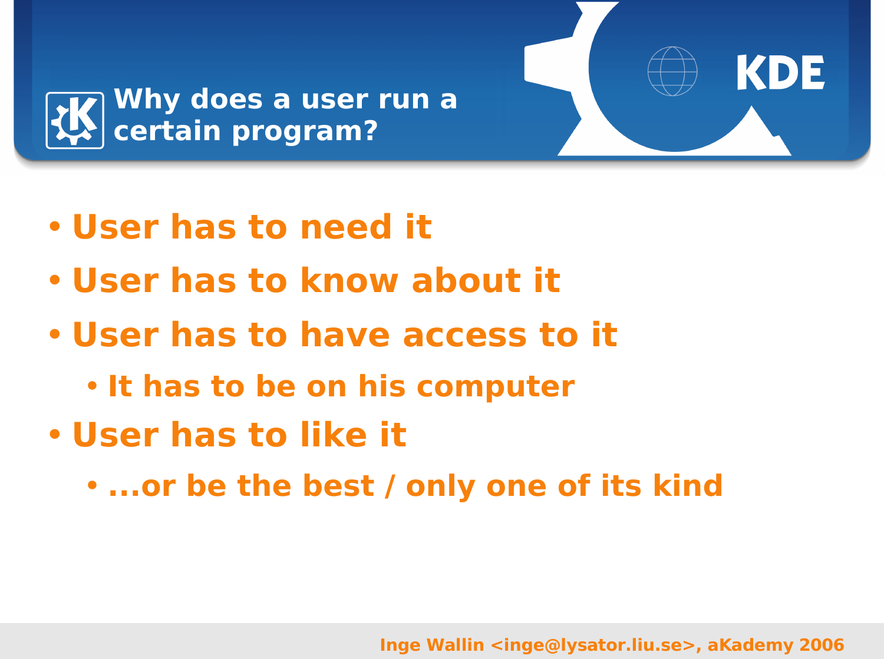# Why does a user run a certain program?

- User has to need it
- User has to know about it
- User has to have access to it
  - It has to be on his computer
- User has to like it
  - ...or be the best / only one of its kind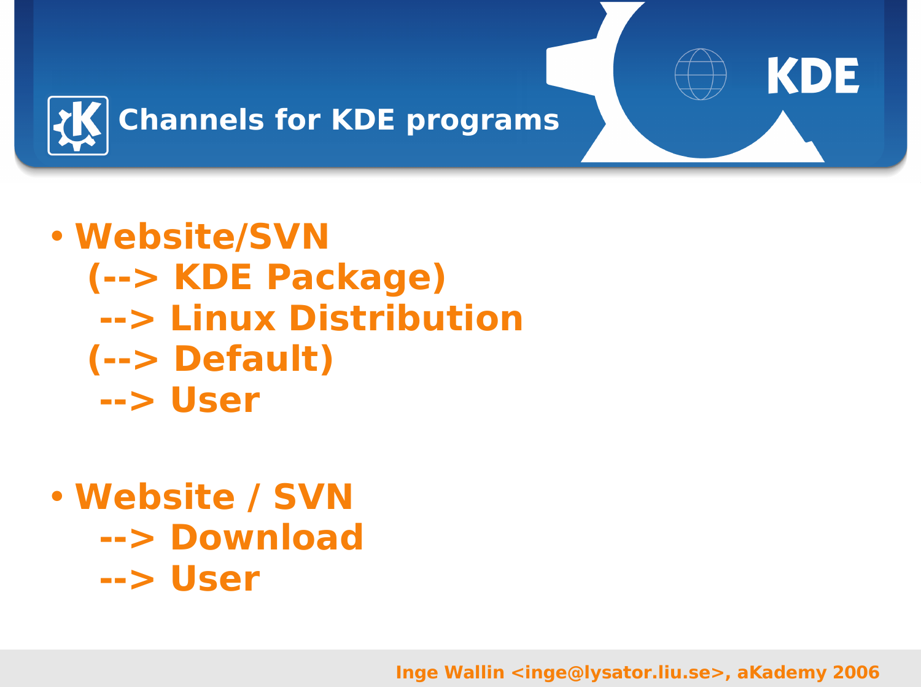# Channels for KDE programs

- **Website/SVN**
  **(--> KDE Package)**
  **--> Linux Distribution**
  **(--> Default)**
  **--> User**

- **Website / SVN**
  **--> Download**
  **--> User**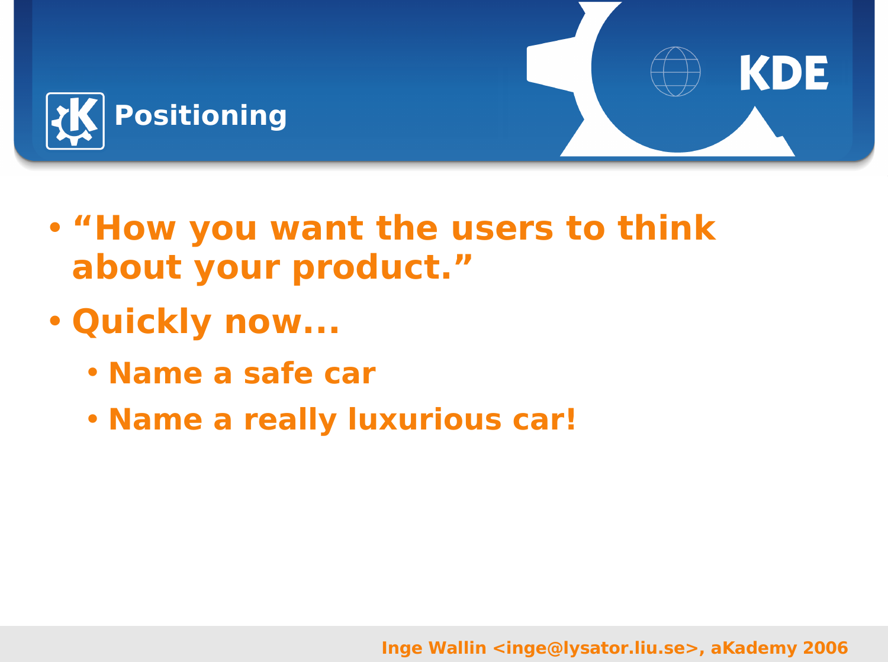# Positioning

- “How you want the users to think about your product.”
- Quickly now...
  - Name a safe car
  - Name a really luxurious car!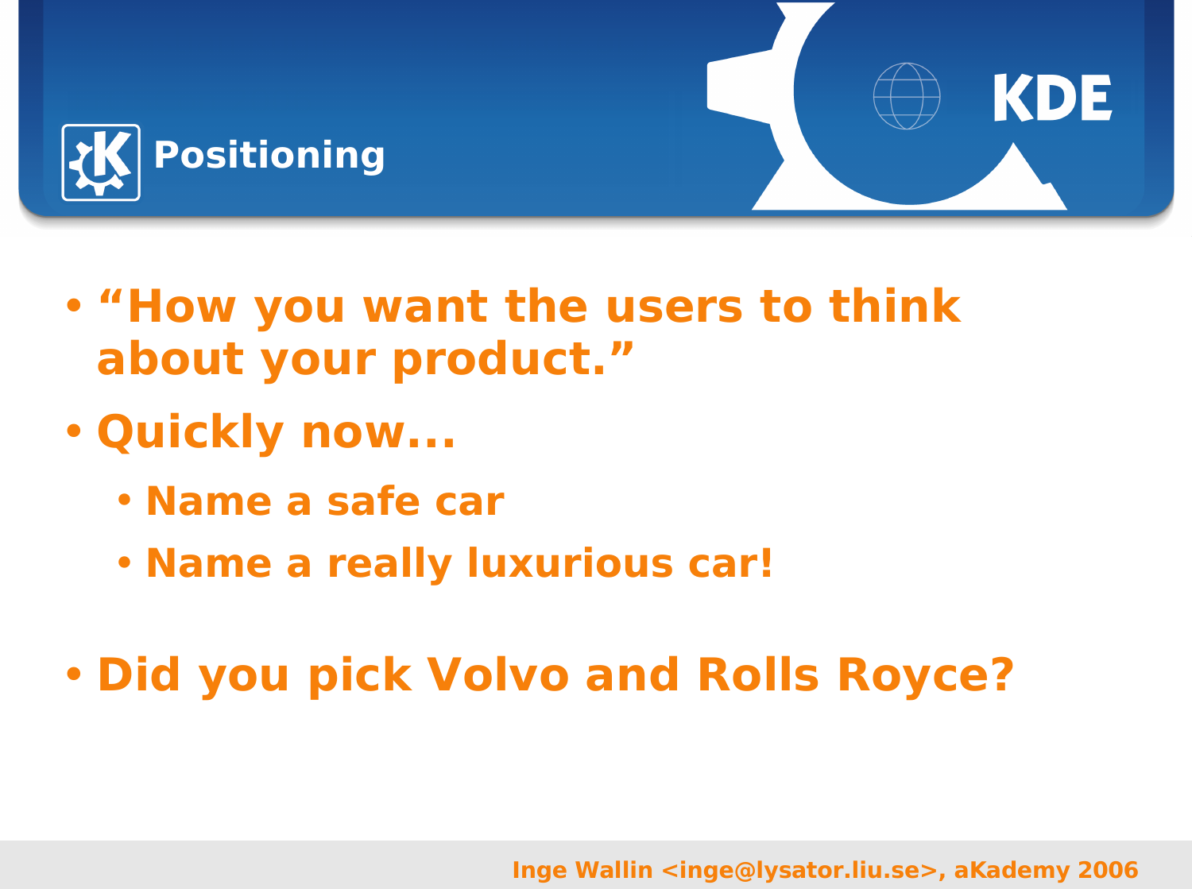# Positioning

- "How you want the users to think about your product."
- Quickly now...
  - Name a safe car
  - Name a really luxurious car!
- Did you pick Volvo and Rolls Royce?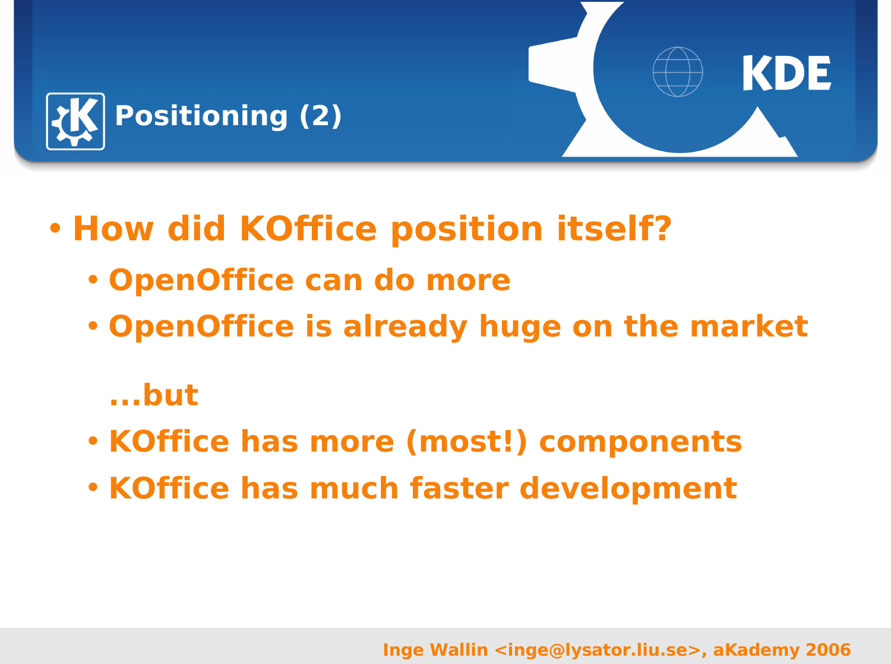# Positioning (2)

- How did KOffice position itself?
  - OpenOffice can do more
  - OpenOffice is already huge on the market

  ...but

  - KOffice has more (most!) components
  - KOffice has much faster development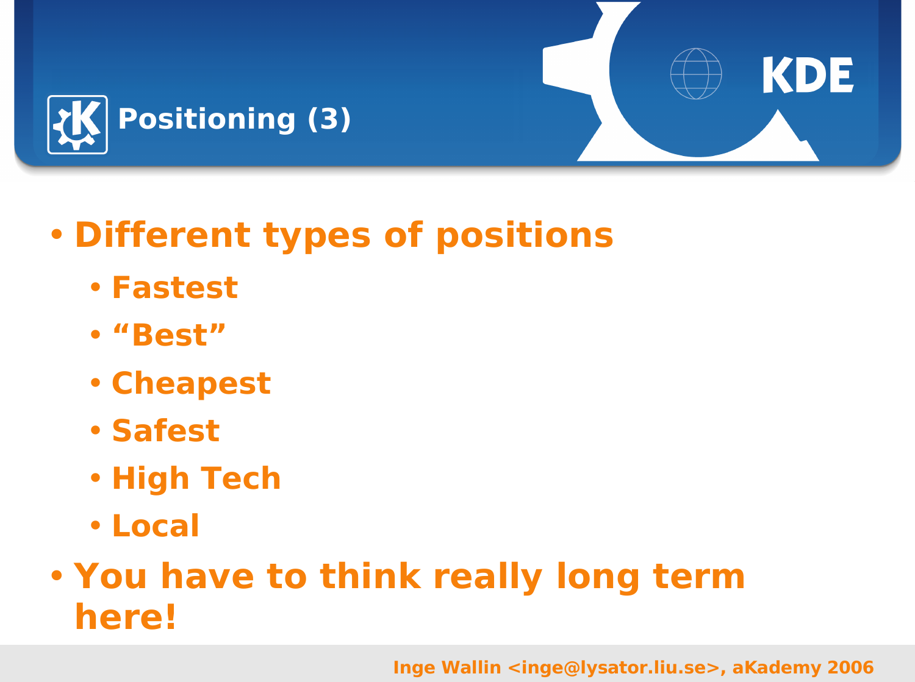# Positioning (3)

- Different types of positions
  - Fastest
  - “Best”
  - Cheapest
  - Safest
  - High Tech
  - Local
- You have to think really long term here!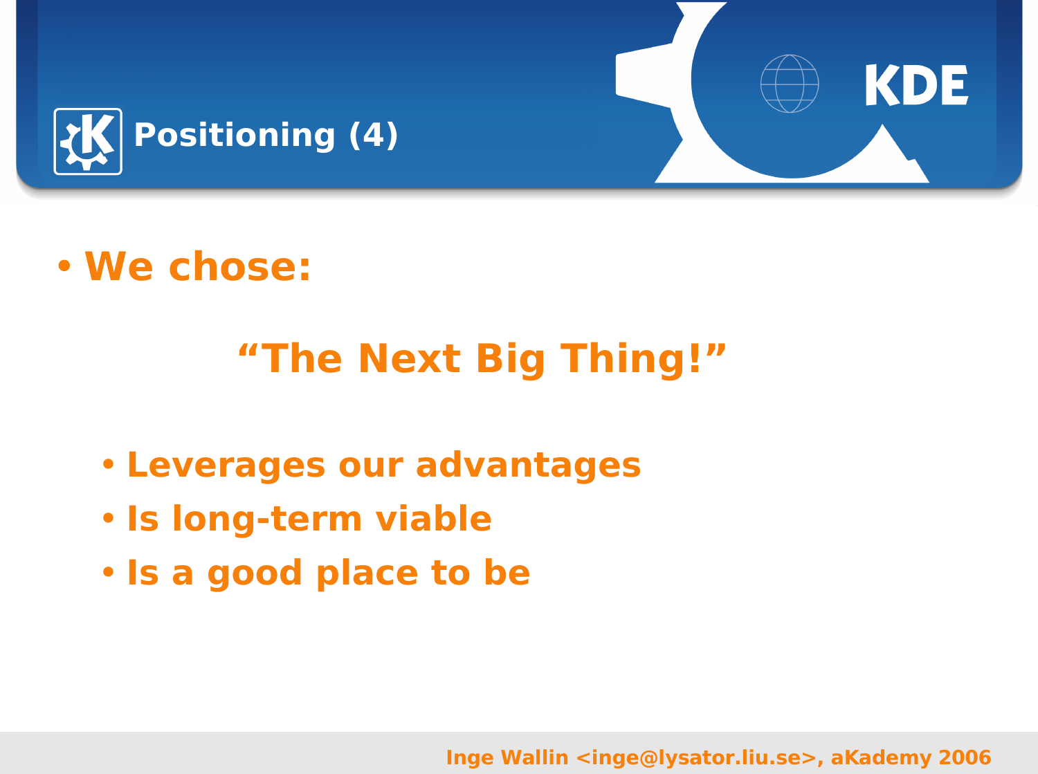# Positioning (4)

- We chose:

  “The Next Big Thing!”

  - Leverages our advantages
  - Is long-term viable
  - Is a good place to be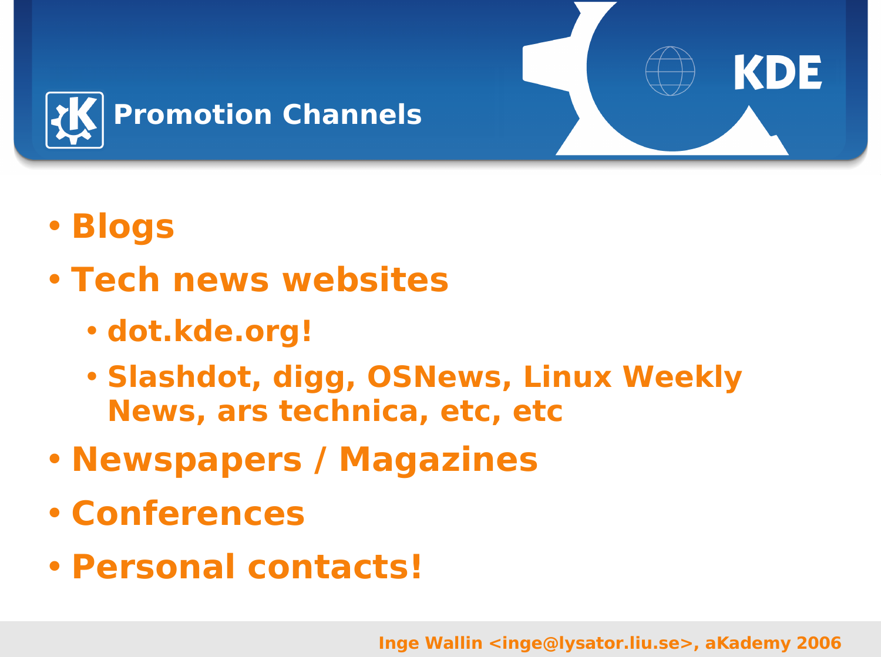# Promotion Channels

- **Blogs**
- **Tech news websites**
  - **dot.kde.org!**
  - **Slashdot, digg, OSNews, Linux Weekly News, ars technica, etc, etc**
- **Newspapers / Magazines**
- **Conferences**
- **Personal contacts!**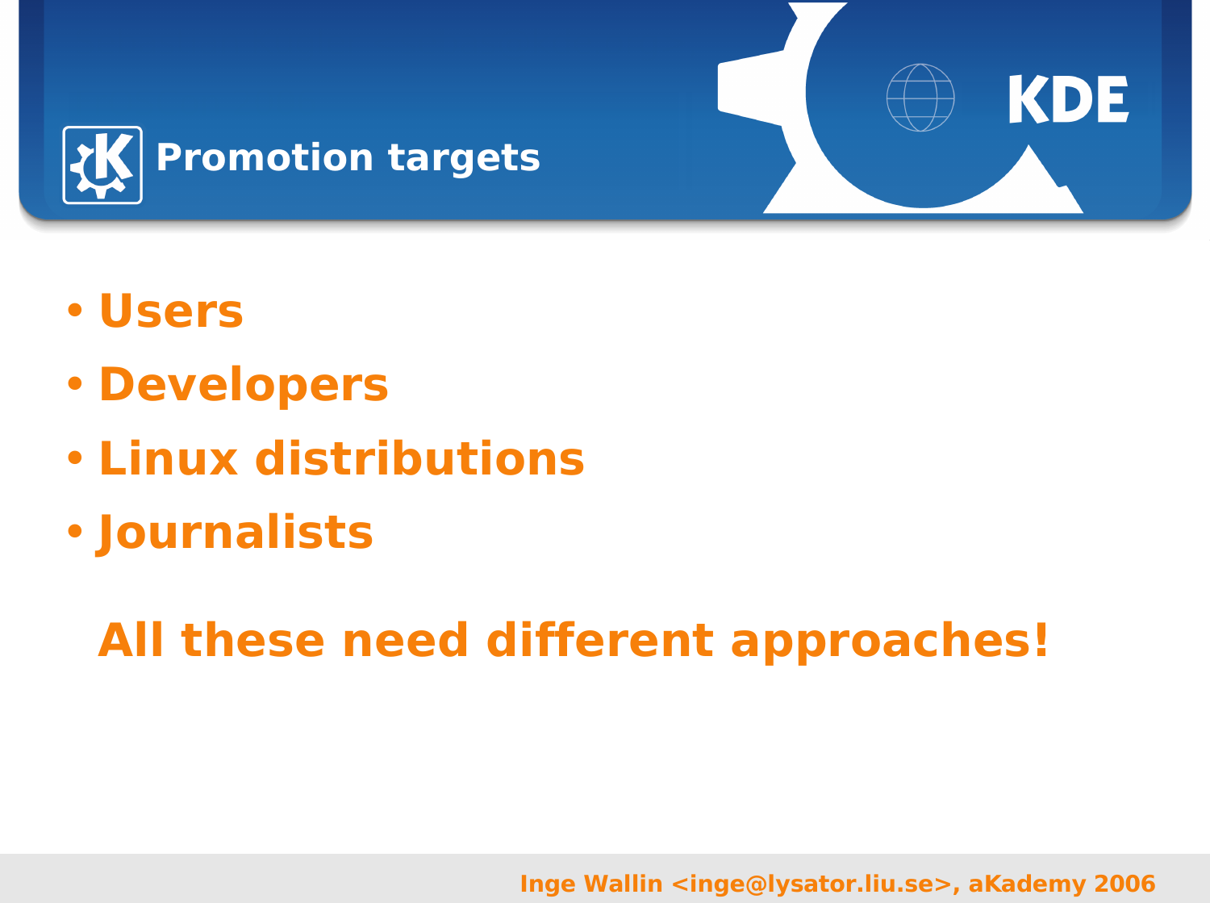# Promotion targets

- Users
- Developers
- Linux distributions
- Journalists

**All these need different approaches!**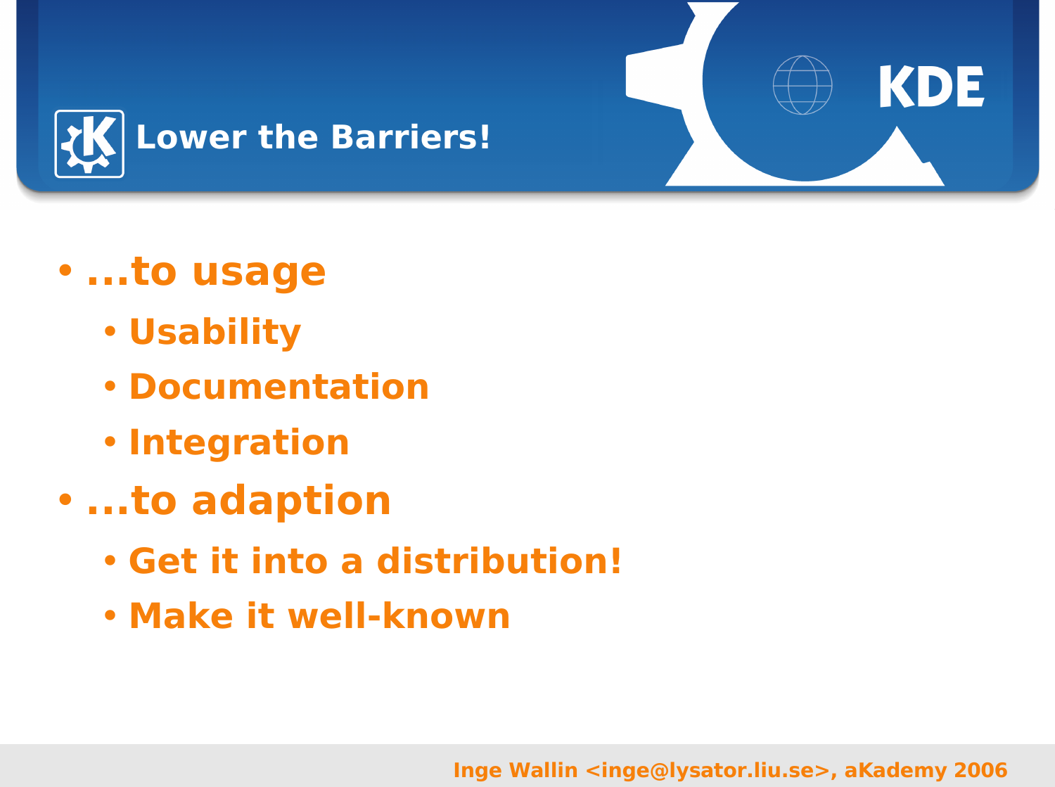# Lower the Barriers!

- ...to usage
  - Usability
  - Documentation
  - Integration
- ...to adaption
  - Get it into a distribution!
  - Make it well-known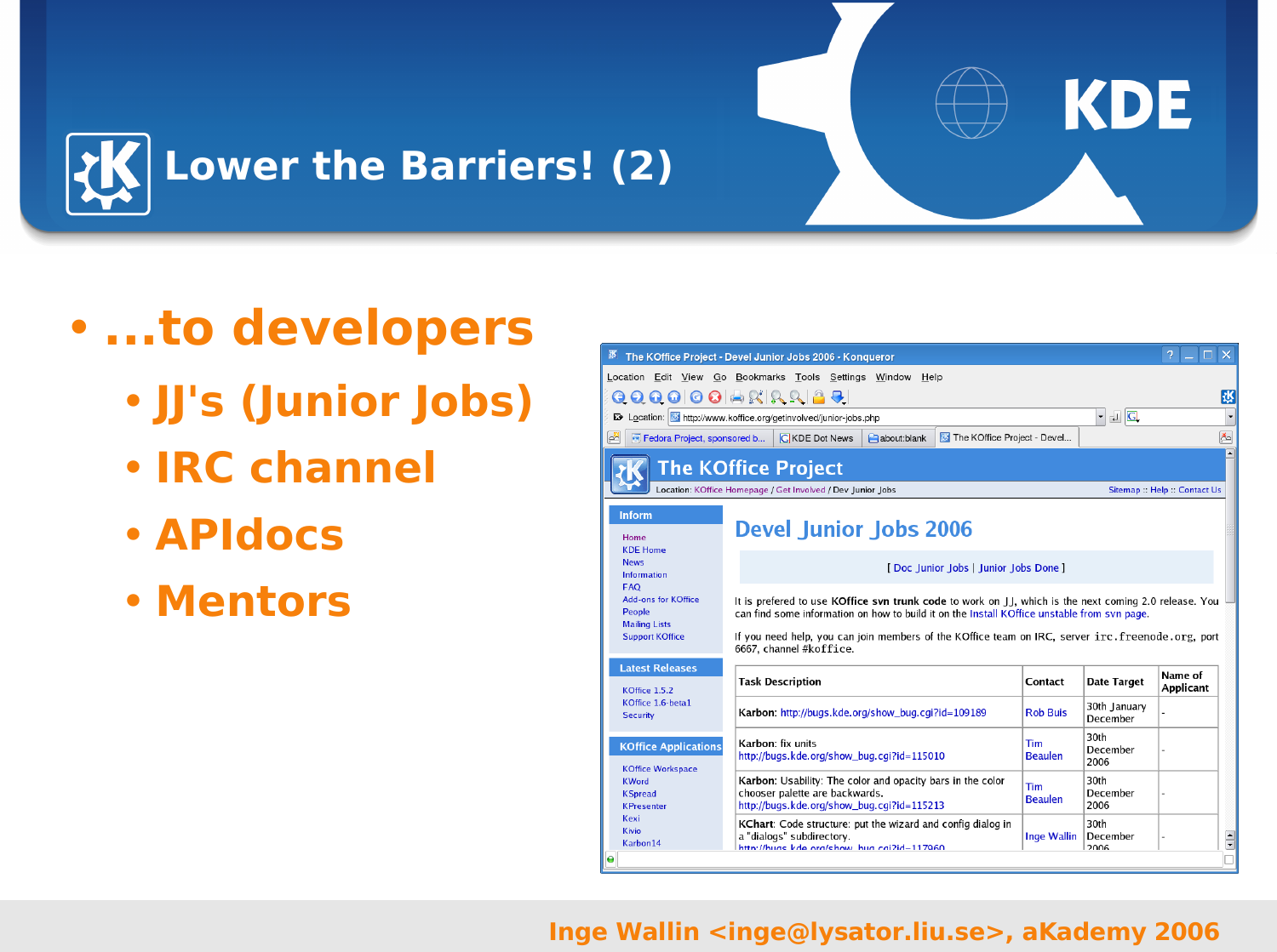# Lower the Barriers! (2)

- ...to developers
  - JJ's (Junior Jobs)
  - IRC channel
  - APIdocs
  - Mentors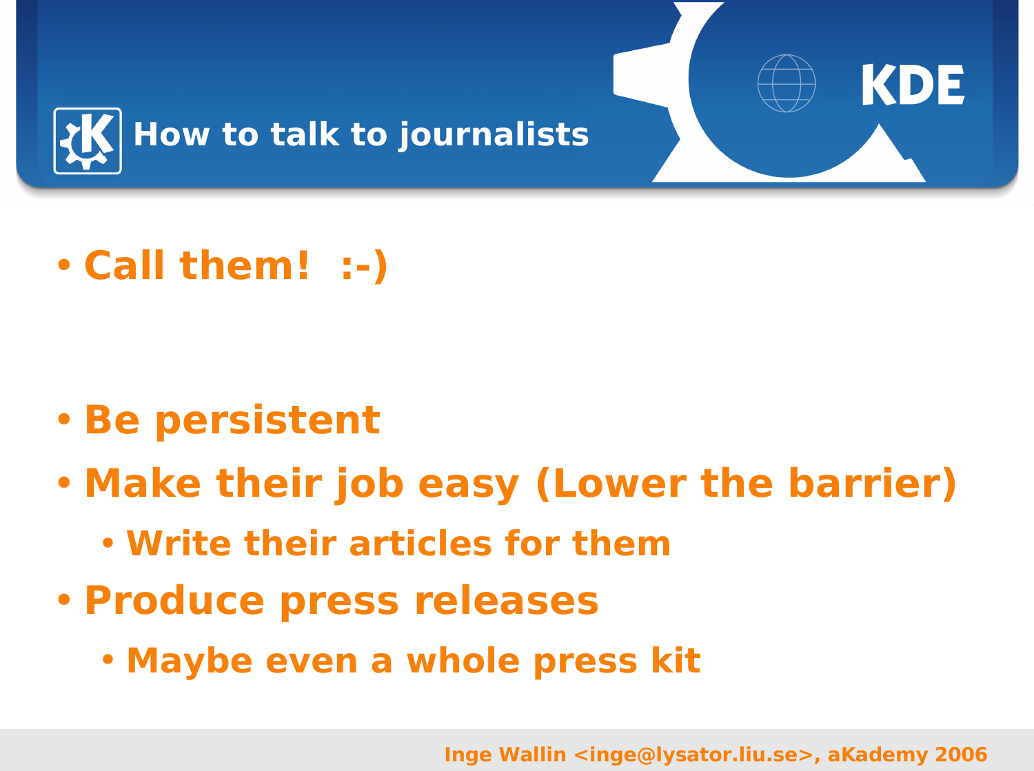# How to talk to journalists

- Call them! :-)

- Be persistent
- Make their job easy (Lower the barrier)
  - Write their articles for them
- Produce press releases
  - Maybe even a whole press kit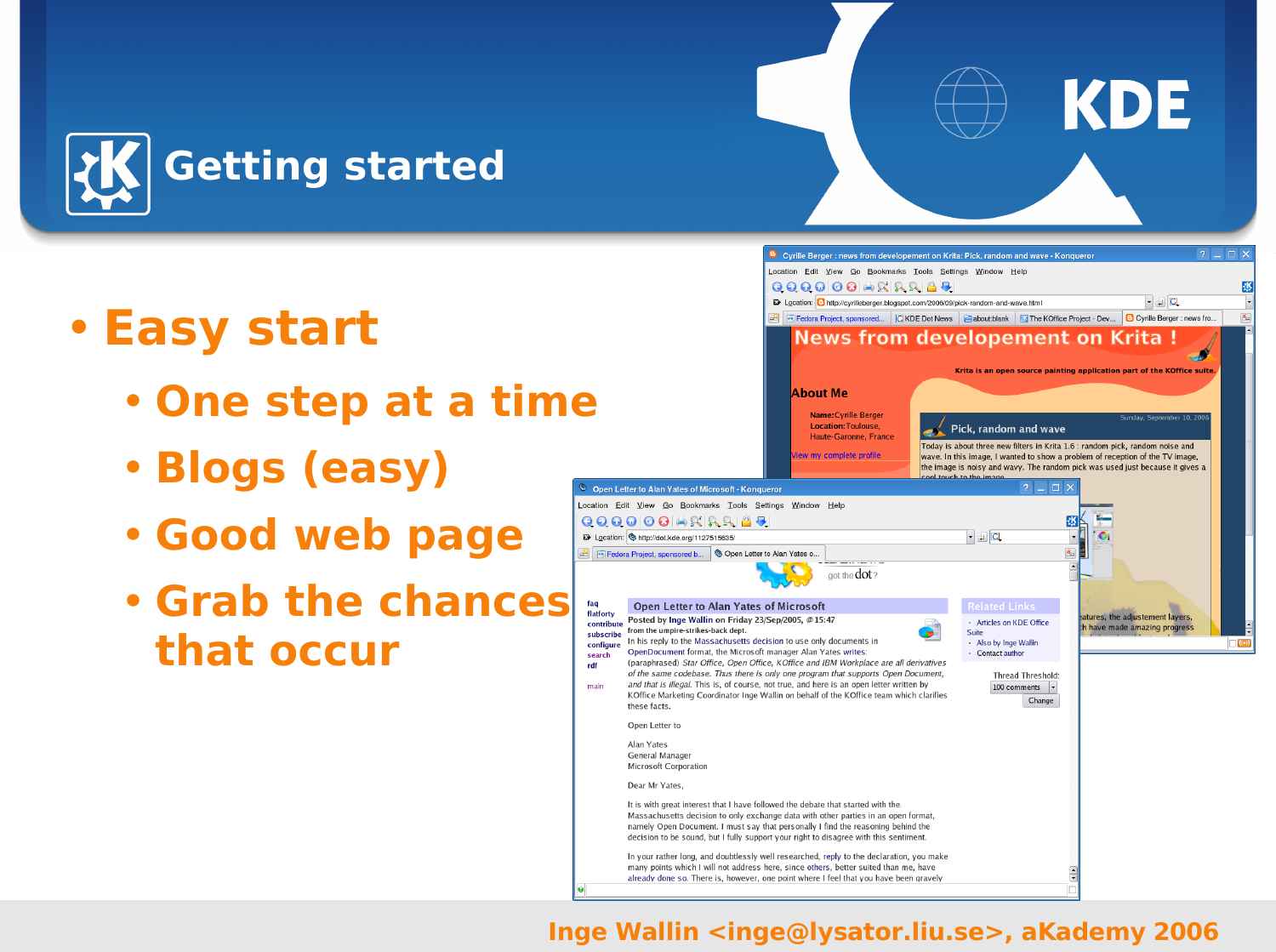# Getting started

- Easy start
  - One step at a time
  - Blogs (easy)
  - Good web page
  - Grab the chances that occur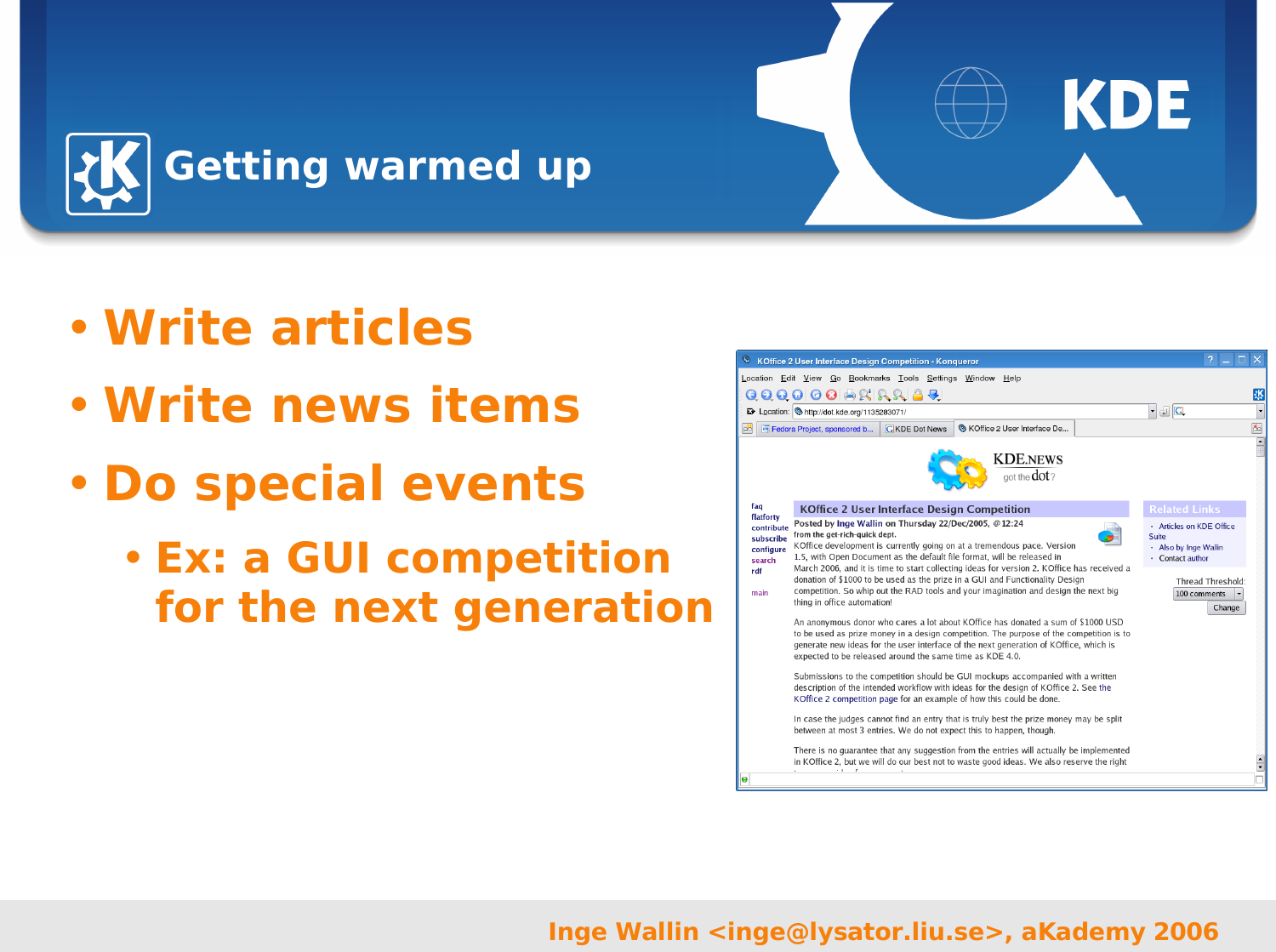# Getting warmed up

- Write articles
- Write news items
- Do special events
  - Ex: a GUI competition for the next generation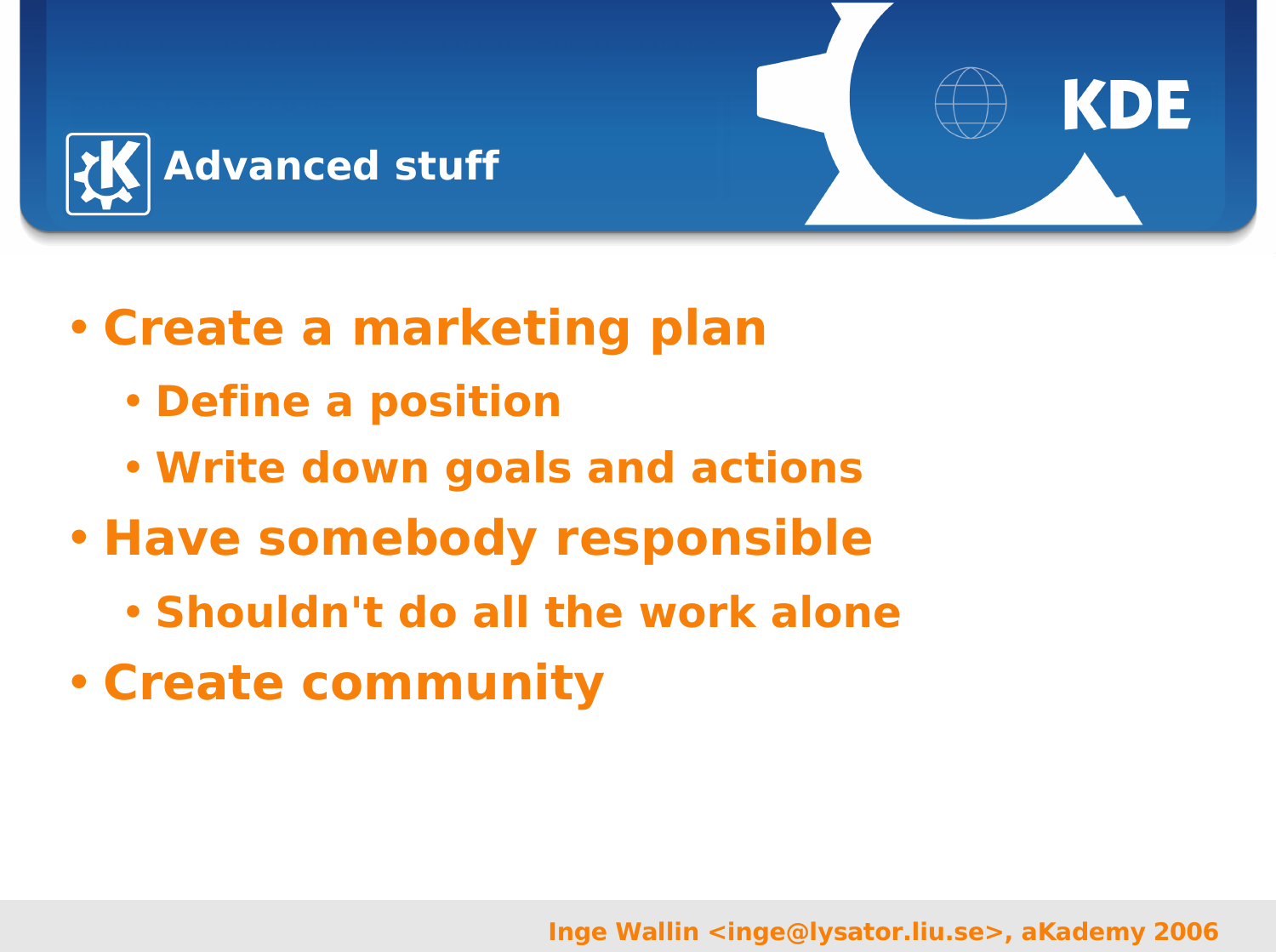# Advanced stuff

- Create a marketing plan
  - Define a position
  - Write down goals and actions
- Have somebody responsible
  - Shouldn't do all the work alone
- Create community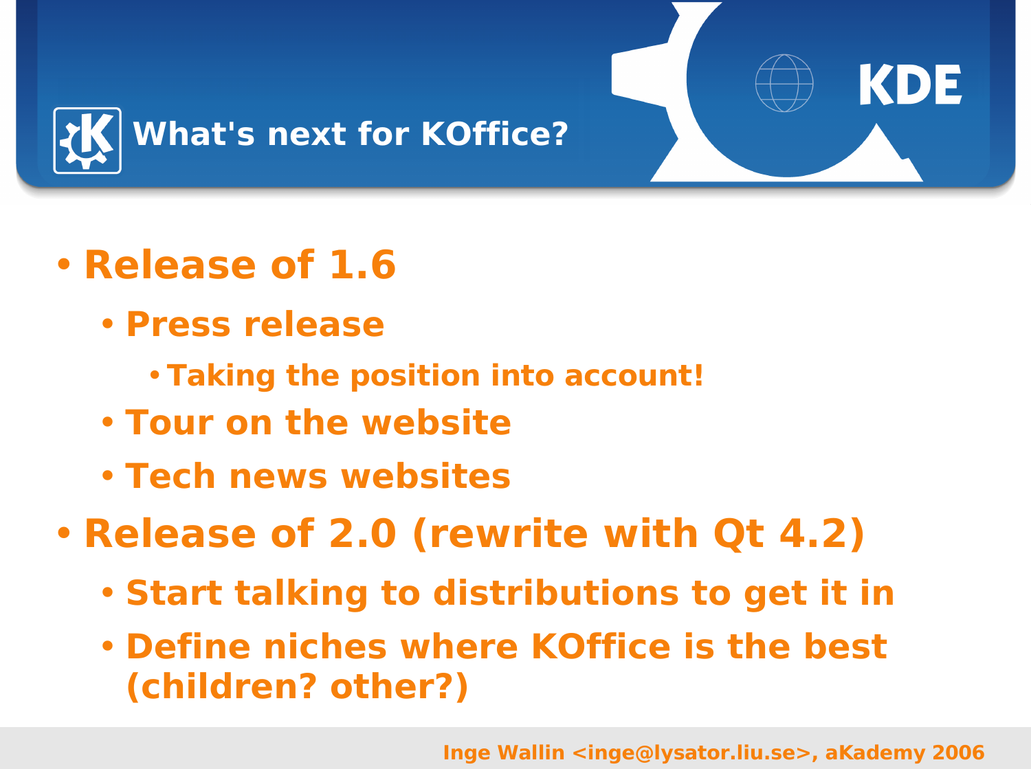# What's next for KOffice?

- Release of 1.6
  - Press release
    - Taking the position into account!
  - Tour on the website
  - Tech news websites
- Release of 2.0 (rewrite with Qt 4.2)
  - Start talking to distributions to get it in
  - Define niches where KOffice is the best (children? other?)